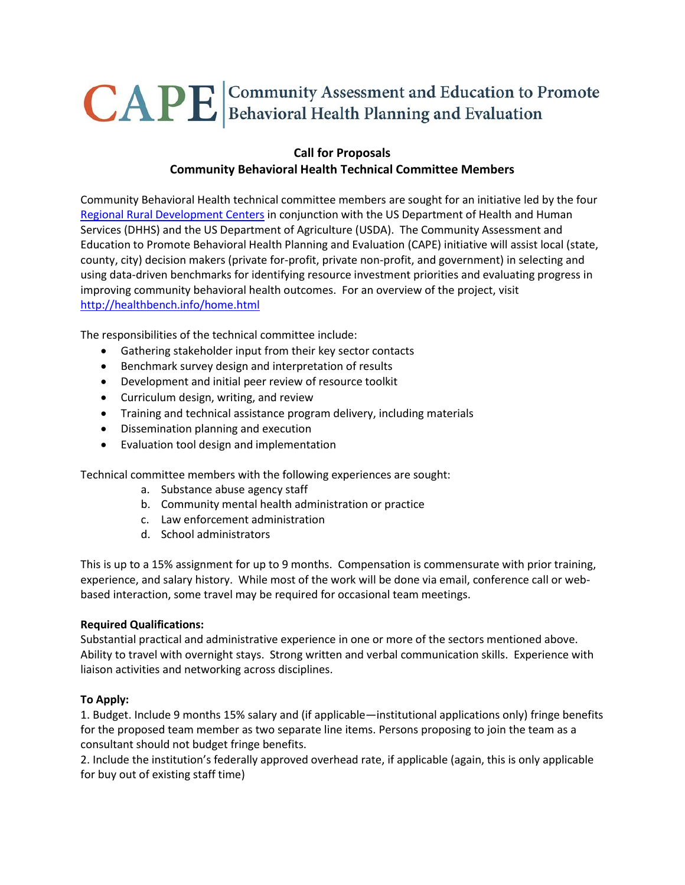# CAPE | Community Assessment and Education to Promote Behavioral Health Planning and Evaluation

## Call for Proposals
## Community Behavioral Health Technical Committee Members

Community Behavioral Health technical committee members are sought for an initiative led by the four [Regional Rural Development Centers](#) in conjunction with the US Department of Health and Human Services (DHHS) and the US Department of Agriculture (USDA). The Community Assessment and Education to Promote Behavioral Health Planning and Evaluation (CAPE) initiative will assist local (state, county, city) decision makers (private for-profit, private non-profit, and government) in selecting and using data-driven benchmarks for identifying resource investment priorities and evaluating progress in improving community behavioral health outcomes. For an overview of the project, visit http://healthbench.info/home.html

The responsibilities of the technical committee include:

- Gathering stakeholder input from their key sector contacts
- Benchmark survey design and interpretation of results
- Development and initial peer review of resource toolkit
- Curriculum design, writing, and review
- Training and technical assistance program delivery, including materials
- Dissemination planning and execution
- Evaluation tool design and implementation

Technical committee members with the following experiences are sought:

a. Substance abuse agency staff
b. Community mental health administration or practice
c. Law enforcement administration
d. School administrators

This is up to a 15% assignment for up to 9 months. Compensation is commensurate with prior training, experience, and salary history. While most of the work will be done via email, conference call or web-based interaction, some travel may be required for occasional team meetings.

**Required Qualifications:**
Substantial practical and administrative experience in one or more of the sectors mentioned above. Ability to travel with overnight stays. Strong written and verbal communication skills. Experience with liaison activities and networking across disciplines.

**To Apply:**
1. Budget. Include 9 months 15% salary and (if applicable—institutional applications only) fringe benefits for the proposed team member as two separate line items. Persons proposing to join the team as a consultant should not budget fringe benefits.
2. Include the institution's federally approved overhead rate, if applicable (again, this is only applicable for buy out of existing staff time)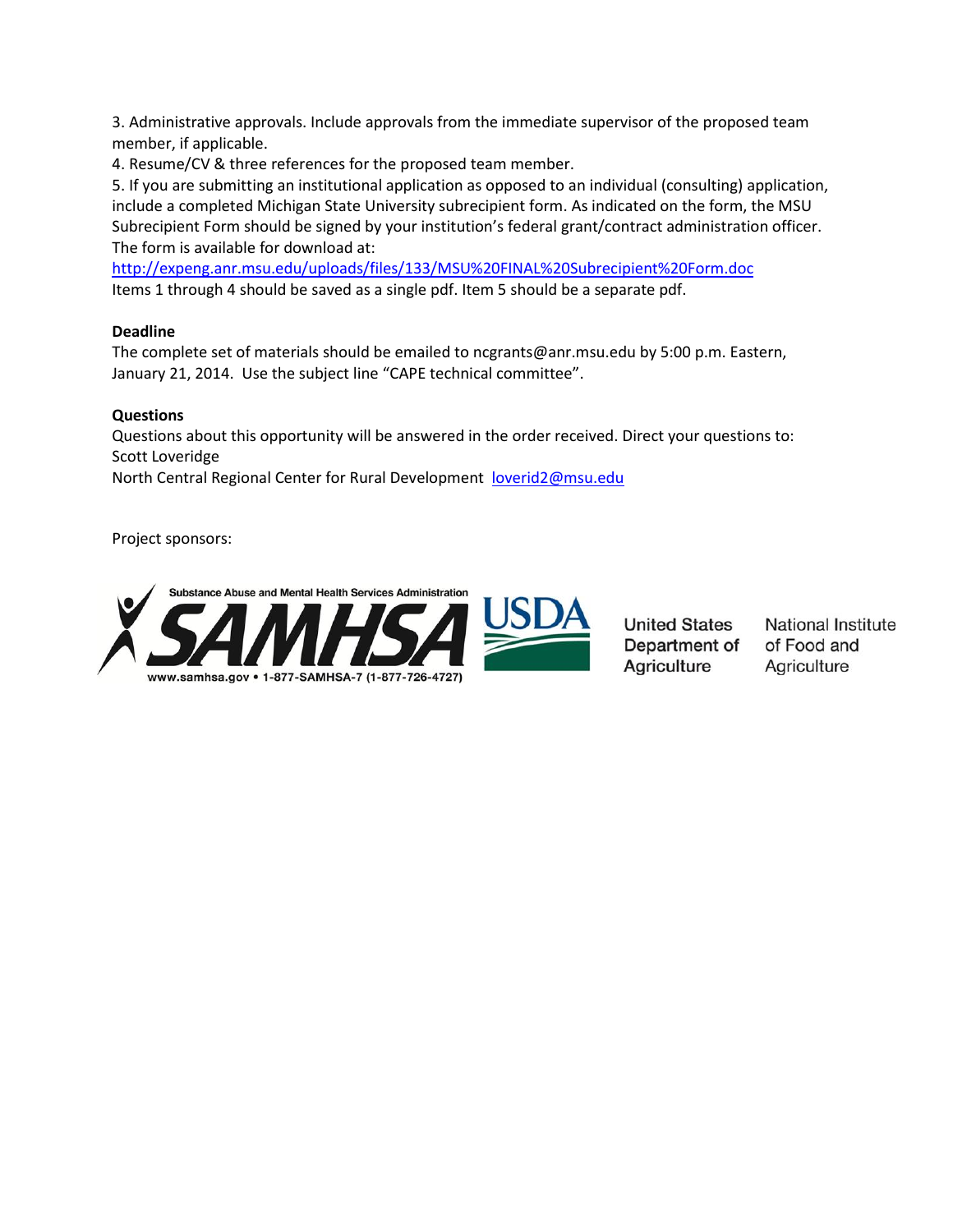3. Administrative approvals. Include approvals from the immediate supervisor of the proposed team member, if applicable.
4. Resume/CV & three references for the proposed team member.
5. If you are submitting an institutional application as opposed to an individual (consulting) application, include a completed Michigan State University subrecipient form. As indicated on the form, the MSU Subrecipient Form should be signed by your institution's federal grant/contract administration officer. The form is available for download at:
http://expeng.anr.msu.edu/uploads/files/133/MSU%20FINAL%20Subrecipient%20Form.doc
Items 1 through 4 should be saved as a single pdf. Item 5 should be a separate pdf.

**Deadline**

The complete set of materials should be emailed to ncgrants@anr.msu.edu by 5:00 p.m. Eastern, January 21, 2014. Use the subject line "CAPE technical committee".

**Questions**

Questions about this opportunity will be answered in the order received. Direct your questions to:
Scott Loveridge
North Central Regional Center for Rural Development loverid2@msu.edu

Project sponsors:

Substance Abuse and Mental Health Services Administration
SAMHSA
www.samhsa.gov • 1-877-SAMHSA-7 (1-877-726-4727)

USDA

United States Department of Agriculture

National Institute of Food and Agriculture